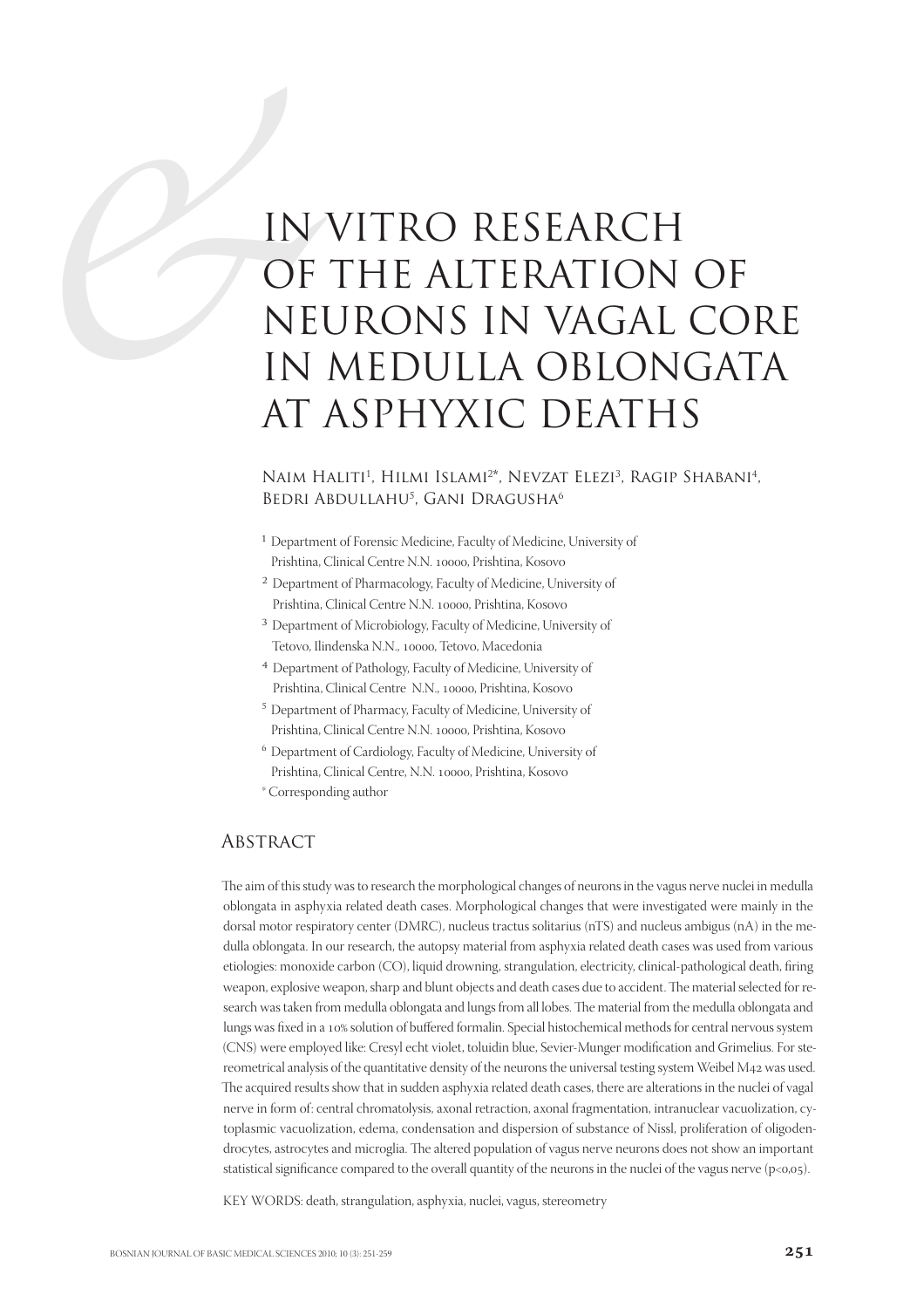# IN VITRO RESEARCH OF THE ALTERATION OF NEURONS IN VAGAL CORE IN MEDULLA OBLONGATA AT ASPHYXIC DEATHS

Naim Haliti[1], Hilmi Islami[2]*, Nevzat Elezi[3], Ragip Shabani[4], Bedri Abdullahu[5], Gani Dragusha[6]

[1] Department of Forensic Medicine, Faculty of Medicine, University of Prishtina, Clinical Centre N.N. 10000, Prishtina, Kosovo

[2] Department of Pharmacology, Faculty of Medicine, University of Prishtina, Clinical Centre N.N. 10000, Prishtina, Kosovo

[3] Department of Microbiology, Faculty of Medicine, University of Tetovo, Ilindenska N.N., 10000, Tetovo, Macedonia

[4] Department of Pathology, Faculty of Medicine, University of Prishtina, Clinical Centre N.N., 10000, Prishtina, Kosovo

[5] Department of Pharmacy, Faculty of Medicine, University of Prishtina, Clinical Centre N.N. 10000, Prishtina, Kosovo

[6] Department of Cardiology, Faculty of Medicine, University of Prishtina, Clinical Centre, N.N. 10000, Prishtina, Kosovo

\* Corresponding author

## Abstract

The aim of this study was to research the morphological changes of neurons in the vagus nerve nuclei in medulla oblongata in asphyxia related death cases. Morphological changes that were investigated were mainly in the dorsal motor respiratory center (DMRC), nucleus tractus solitarius (nTS) and nucleus ambigus (nA) in the medulla oblongata. In our research, the autopsy material from asphyxia related death cases was used from various etiologies: monoxide carbon (CO), liquid drowning, strangulation, electricity, clinical-pathological death, firing weapon, explosive weapon, sharp and blunt objects and death cases due to accident. The material selected for research was taken from medulla oblongata and lungs from all lobes. The material from the medulla oblongata and lungs was fixed in a 10% solution of buffered formalin. Special histochemical methods for central nervous system (CNS) were employed like: Cresyl echt violet, toluidin blue, Sevier-Munger modification and Grimelius. For stereometrical analysis of the quantitative density of the neurons the universal testing system Weibel M42 was used. The acquired results show that in sudden asphyxia related death cases, there are alterations in the nuclei of vagal nerve in form of: central chromatolysis, axonal retraction, axonal fragmentation, intranuclear vacuolization, cytoplasmic vacuolization, edema, condensation and dispersion of substance of Nissl, proliferation of oligodendrocytes, astrocytes and microglia. The altered population of vagus nerve neurons does not show an important statistical significance compared to the overall quantity of the neurons in the nuclei of the vagus nerve ($p<0,05$).

KEY WORDS: death, strangulation, asphyxia, nuclei, vagus, stereometry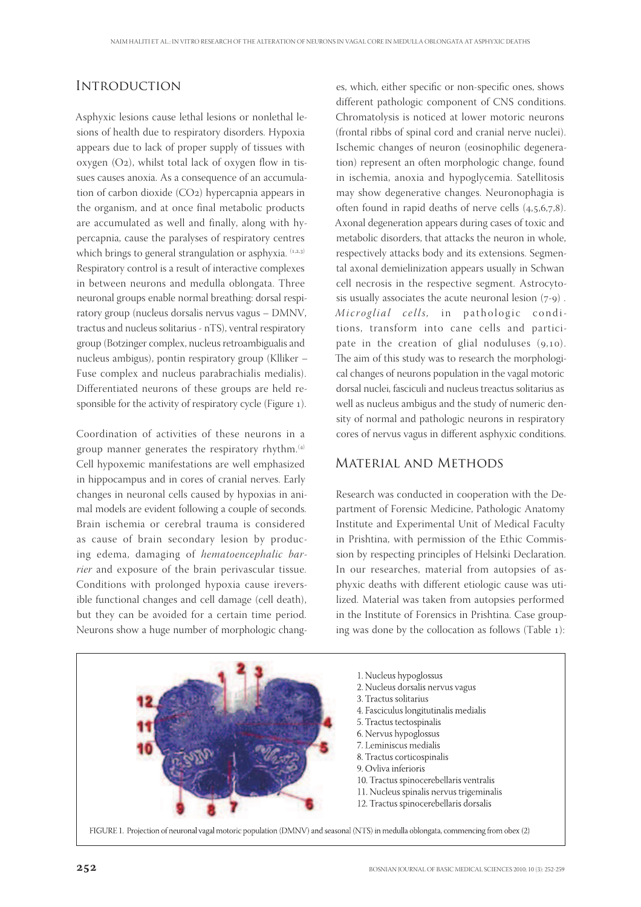## Introduction

Asphyxic lesions cause lethal lesions or nonlethal lesions of health due to respiratory disorders. Hypoxia appears due to lack of proper supply of tissues with oxygen ($O_2$), whilst total lack of oxygen flow in tissues causes anoxia. As a consequence of an accumulation of carbon dioxide ($CO_2$) hypercapnia appears in the organism, and at once final metabolic products are accumulated as well and finally, along with hypercapnia, cause the paralyses of respiratory centres which brings to general strangulation or asphyxia. [1,2,3] Respiratory control is a result of interactive complexes in between neurons and medulla oblongata. Three neuronal groups enable normal breathing: dorsal respiratory group (nucleus dorsalis nervus vagus – DMNV, tractus and nucleus solitarius - nTS), ventral respiratory group (Botzinger complex, nucleus retroambigualis and nucleus ambigus), pontin respiratory group (Klliker – Fuse complex and nucleus parabrachialis medialis). Differentiated neurons of these groups are held responsible for the activity of respiratory cycle (Figure 1).

Coordination of activities of these neurons in a group manner generates the respiratory rhythm.[4] Cell hypoxemic manifestations are well emphasized in hippocampus and in cores of cranial nerves. Early changes in neuronal cells caused by hypoxias in animal models are evident following a couple of seconds. Brain ischemia or cerebral trauma is considered as cause of brain secondary lesion by producing edema, damaging of *hematoencephalic barrier* and exposure of the brain perivascular tissue. Conditions with prolonged hypoxia cause ireversible functional changes and cell damage (cell death), but they can be avoided for a certain time period. Neurons show a huge number of morphologic changes, which, either specific or non-specific ones, shows different pathologic component of CNS conditions. Chromatolysis is noticed at lower motoric neurons (frontal ribbs of spinal cord and cranial nerve nuclei). Ischemic changes of neuron (eosinophilic degeneration) represent an often morphologic change, found in ischemia, anoxia and hypoglycemia. Satellitosis may show degenerative changes. Neuronophagia is often found in rapid deaths of nerve cells (4,5,6,7,8). Axonal degeneration appears during cases of toxic and metabolic disorders, that attacks the neuron in whole, respectively attacks body and its extensions. Segmental axonal demielinization appears usually in Schwan cell necrosis in the respective segment. Astrocytosis usually associates the acute neuronal lesion (7-9) . *Microglial cells,* in pathologic conditions, transform into cane cells and participate in the creation of glial noduluses (9,10). The aim of this study was to research the morphological changes of neurons population in the vagal motoric dorsal nuclei, fasciculi and nucleus treactus solitarius as well as nucleus ambigus and the study of numeric density of normal and pathologic neurons in respiratory cores of nervus vagus in different asphyxic conditions.

## Material and Methods

Research was conducted in cooperation with the Department of Forensic Medicine, Pathologic Anatomy Institute and Experimental Unit of Medical Faculty in Prishtina, with permission of the Ethic Commission by respecting principles of Helsinki Declaration. In our researches, material from autopsies of asphyxic deaths with different etiologic cause was utilized. Material was taken from autopsies performed in the Institute of Forensics in Prishtina. Case grouping was done by the collocation as follows (Table 1):

1. Nucleus hypoglossus
2. Nucleus dorsalis nervus vagus
3. Tractus solitarius
4. Fasciculus longitutinalis medialis
5. Tractus tectospinalis
6. Nervus hypoglossus
7. Leminiscus medialis
8. Tractus corticospinalis
9. Ovliva inferioris
10. Tractus spinocerebellaris ventralis
11. Nucleus spinalis nervus trigeminalis
12. Tractus spinocerebellaris dorsalis

FIGURE 1. Projection of neuronal vagal motoric population (DMNV) and seasonal (NTS) in medulla oblongata, commencing from obex (2)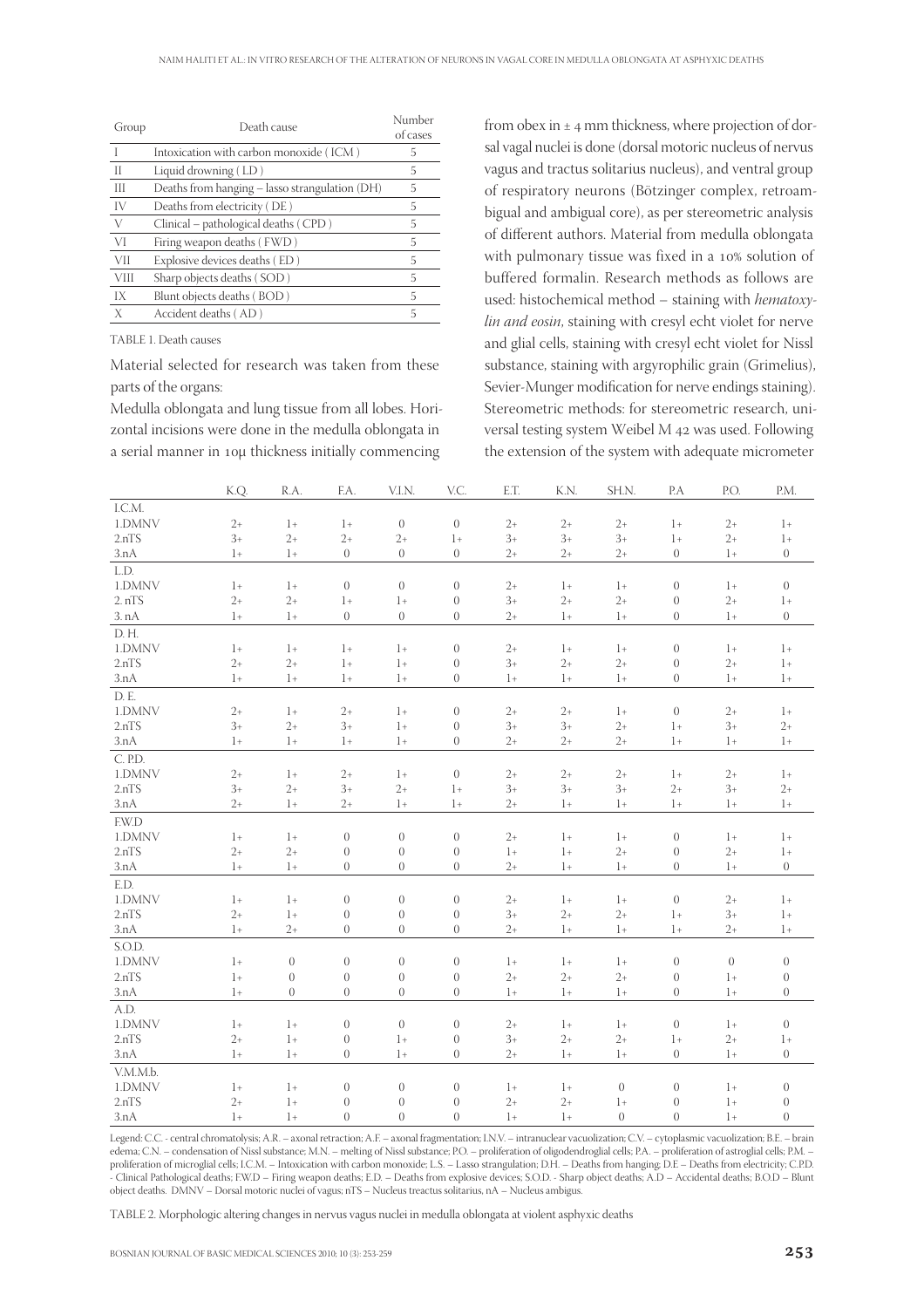| Group | Death cause | Number of cases |
|---|---|---|
| I | Intoxication with carbon monoxide ( ICM ) | 5 |
| II | Liquid drowning ( LD ) | 5 |
| III | Deaths from hanging – lasso strangulation (DH) | 5 |
| IV | Deaths from electricity ( DE ) | 5 |
| V | Clinical – pathological deaths ( CPD ) | 5 |
| VI | Firing weapon deaths ( FWD ) | 5 |
| VII | Explosive devices deaths ( ED ) | 5 |
| VIII | Sharp objects deaths ( SOD ) | 5 |
| IX | Blunt objects deaths ( BOD ) | 5 |
| X | Accident deaths ( AD ) | 5 |

TABLE 1. Death causes

Material selected for research was taken from these parts of the organs:

Medulla oblongata and lung tissue from all lobes. Horizontal incisions were done in the medulla oblongata in a serial manner in 10μ thickness initially commencing from obex in ± 4 mm thickness, where projection of dorsal vagal nuclei is done (dorsal motoric nucleus of nervus vagus and tractus solitarius nucleus), and ventral group of respiratory neurons (Bötzinger complex, retroambigual and ambigual core), as per stereometric analysis of different authors. Material from medulla oblongata with pulmonary tissue was fixed in a 10% solution of buffered formalin. Research methods as follows are used: histochemical method – staining with *hematoxylin and eosin*, staining with cresyl echt violet for nerve and glial cells, staining with cresyl echt violet for Nissl substance, staining with argyrophilic grain (Grimelius), Sevier-Munger modification for nerve endings staining). Stereometric methods: for stereometric research, universal testing system Weibel M 42 was used. Following the extension of the system with adequate micrometer

| | K.Q. | R.A. | F.A. | V.I.N. | V.C. | E.T. | K.N. | SH.N. | P.A | P.O. | P.M. |
|---|---|---|---|---|---|---|---|---|---|---|---|
| I.C.M. | | | | | | | | | | | |
| 1.DMNV | 2+ | 1+ | 1+ | 0 | 0 | 2+ | 2+ | 2+ | 1+ | 2+ | 1+ |
| 2.nTS | 3+ | 2+ | 2+ | 2+ | 1+ | 3+ | 3+ | 3+ | 1+ | 2+ | 1+ |
| 3.nA | 1+ | 1+ | 0 | 0 | 0 | 2+ | 2+ | 2+ | 0 | 1+ | 0 |
| L.D. | | | | | | | | | | | |
| 1.DMNV | 1+ | 1+ | 0 | 0 | 0 | 2+ | 1+ | 1+ | 0 | 1+ | 0 |
| 2. nTS | 2+ | 2+ | 1+ | 1+ | 0 | 3+ | 2+ | 2+ | 0 | 2+ | 1+ |
| 3. nA | 1+ | 1+ | 0 | 0 | 0 | 2+ | 1+ | 1+ | 0 | 1+ | 0 |
| D. H. | | | | | | | | | | | |
| 1.DMNV | 1+ | 1+ | 1+ | 1+ | 0 | 2+ | 1+ | 1+ | 0 | 1+ | 1+ |
| 2.nTS | 2+ | 2+ | 1+ | 1+ | 0 | 3+ | 2+ | 2+ | 0 | 2+ | 1+ |
| 3.nA | 1+ | 1+ | 1+ | 1+ | 0 | 1+ | 1+ | 1+ | 0 | 1+ | 1+ |
| D. E. | | | | | | | | | | | |
| 1.DMNV | 2+ | 1+ | 2+ | 1+ | 0 | 2+ | 2+ | 1+ | 0 | 2+ | 1+ |
| 2.nTS | 3+ | 2+ | 3+ | 1+ | 0 | 3+ | 3+ | 2+ | 1+ | 3+ | 2+ |
| 3.nA | 1+ | 1+ | 1+ | 1+ | 0 | 2+ | 2+ | 2+ | 1+ | 1+ | 1+ |
| C. P.D. | | | | | | | | | | | |
| 1.DMNV | 2+ | 1+ | 2+ | 1+ | 0 | 2+ | 2+ | 2+ | 1+ | 2+ | 1+ |
| 2.nTS | 3+ | 2+ | 3+ | 2+ | 1+ | 3+ | 3+ | 3+ | 2+ | 3+ | 2+ |
| 3.nA | 2+ | 1+ | 2+ | 1+ | 1+ | 2+ | 1+ | 1+ | 1+ | 1+ | 1+ |
| F.W.D | | | | | | | | | | | |
| 1.DMNV | 1+ | 1+ | 0 | 0 | 0 | 2+ | 1+ | 1+ | 0 | 1+ | 1+ |
| 2.nTS | 2+ | 2+ | 0 | 0 | 0 | 1+ | 1+ | 2+ | 0 | 2+ | 1+ |
| 3.nA | 1+ | 1+ | 0 | 0 | 0 | 2+ | 1+ | 1+ | 0 | 1+ | 0 |
| E.D. | | | | | | | | | | | |
| 1.DMNV | 1+ | 1+ | 0 | 0 | 0 | 2+ | 1+ | 1+ | 0 | 2+ | 1+ |
| 2.nTS | 2+ | 1+ | 0 | 0 | 0 | 3+ | 2+ | 2+ | 1+ | 3+ | 1+ |
| 3.nA | 1+ | 2+ | 0 | 0 | 0 | 2+ | 1+ | 1+ | 1+ | 2+ | 1+ |
| S.O.D. | | | | | | | | | | | |
| 1.DMNV | 1+ | 0 | 0 | 0 | 0 | 1+ | 1+ | 1+ | 0 | 0 | 0 |
| 2.nTS | 1+ | 0 | 0 | 0 | 0 | 2+ | 2+ | 2+ | 0 | 1+ | 0 |
| 3.nA | 1+ | 0 | 0 | 0 | 0 | 1+ | 1+ | 1+ | 0 | 1+ | 0 |
| A.D. | | | | | | | | | | | |
| 1.DMNV | 1+ | 1+ | 0 | 0 | 0 | 2+ | 1+ | 1+ | 0 | 1+ | 0 |
| 2.nTS | 2+ | 1+ | 0 | 1+ | 0 | 3+ | 2+ | 2+ | 1+ | 2+ | 1+ |
| 3.nA | 1+ | 1+ | 0 | 1+ | 0 | 2+ | 1+ | 1+ | 0 | 1+ | 0 |
| V.M.M.b. | | | | | | | | | | | |
| 1.DMNV | 1+ | 1+ | 0 | 0 | 0 | 1+ | 1+ | 0 | 0 | 1+ | 0 |
| 2.nTS | 2+ | 1+ | 0 | 0 | 0 | 2+ | 2+ | 1+ | 0 | 1+ | 0 |
| 3.nA | 1+ | 1+ | 0 | 0 | 0 | 1+ | 1+ | 0 | 0 | 1+ | 0 |

Legend: C.C. - central chromatolysis; A.R. – axonal retraction; A.F. – axonal fragmentation; I.N.V. – intranuclear vacuolization; C.V. – cytoplasmic vacuolization; B.E. – brain edema; C.N. – condensation of Nissl substance; M.N. – melting of Nissl substance; P.O. – proliferation of oligodendroglial cells; P.A. – proliferation of astroglial cells; P.M. – proliferation of microglial cells; I.C.M. – Intoxication with carbon monoxide; L.S. – Lasso strangulation; D.H. – Deaths from hanging; D.E – Deaths from electricity; C.P.D. - Clinical Pathological deaths; F.W.D – Firing weapon deaths; E.D. – Deaths from explosive devices; S.O.D. - Sharp object deaths; A.D – Accidental deaths; B.O.D – Blunt object deaths. DMNV – Dorsal motoric nuclei of vagus; nTS – Nucleus treactus solitarius, nA – Nucleus ambigus.

TABLE 2. Morphologic altering changes in nervus vagus nuclei in medulla oblongata at violent asphyxic deaths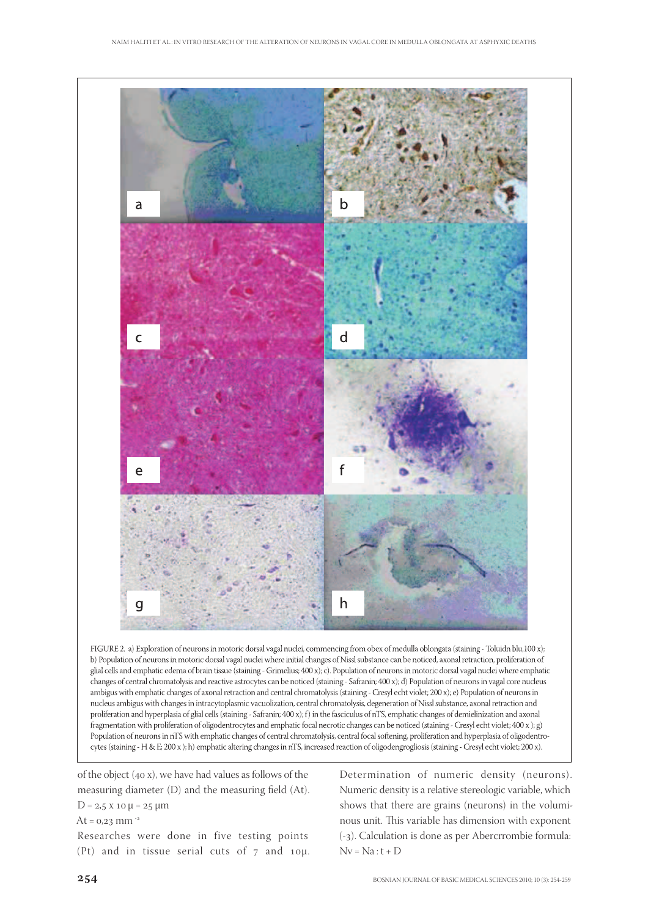FIGURE 2. a) Exploration of neurons in motoric dorsal vagal nuclei, commencing from obex of medulla oblongata (staining - Toluidn blu,100 x); b) Population of neurons in motoric dorsal vagal nuclei where initial changes of Nissl substance can be noticed, axonal retraction, proliferation of glial cells and emphatic edema of brain tissue (staining - Grimelius; 400 x); c). Population of neurons in motoric dorsal vagal nuclei where emphatic changes of central chromatolysis and reactive astrocytes can be noticed (staining - Safranin; 400 x); d) Population of neurons in vagal core nucleus ambigus with emphatic changes of axonal retraction and central chromatolysis (staining - Cresyl echt violet; 200 x); e) Population of neurons in nucleus ambigus with changes in intracytoplasmic vacuolization, central chromatolysis, degeneration of Nissl substance, axonal retraction and proliferation and hyperplasia of glial cells (staining - Safranin; 400 x); f) in the fasciculus of nTS, emphatic changes of demielinization and axonal fragmentation with proliferation of oligodentrocytes and emphatic focal necrotic changes can be noticed (staining - Cresyl echt violet; 400 x ); g) Population of neurons in nTS with emphatic changes of central chromatolysis, central focal softening, proliferation and hyperplasia of oligodentrocytes (staining - H & E; 200 x ); h) emphatic altering changes in nTS, increased reaction of oligodengrogliosis (staining - Cresyl echt violet; 200 x).

of the object (40 x), we have had values as follows of the measuring diameter (D) and the measuring field (At).

$D = 2{,}5 \times 10\ \mu = 25\ \mu m$

$At = 0{,}23\ mm^{-2}$

Researches were done in five testing points (Pt) and in tissue serial cuts of 7 and 10μ.

Determination of numeric density (neurons). Numeric density is a relative stereologic variable, which shows that there are grains (neurons) in the voluminous unit. This variable has dimension with exponent (-3). Calculation is done as per Abercrrombie formula: $Nv = Na : t + D$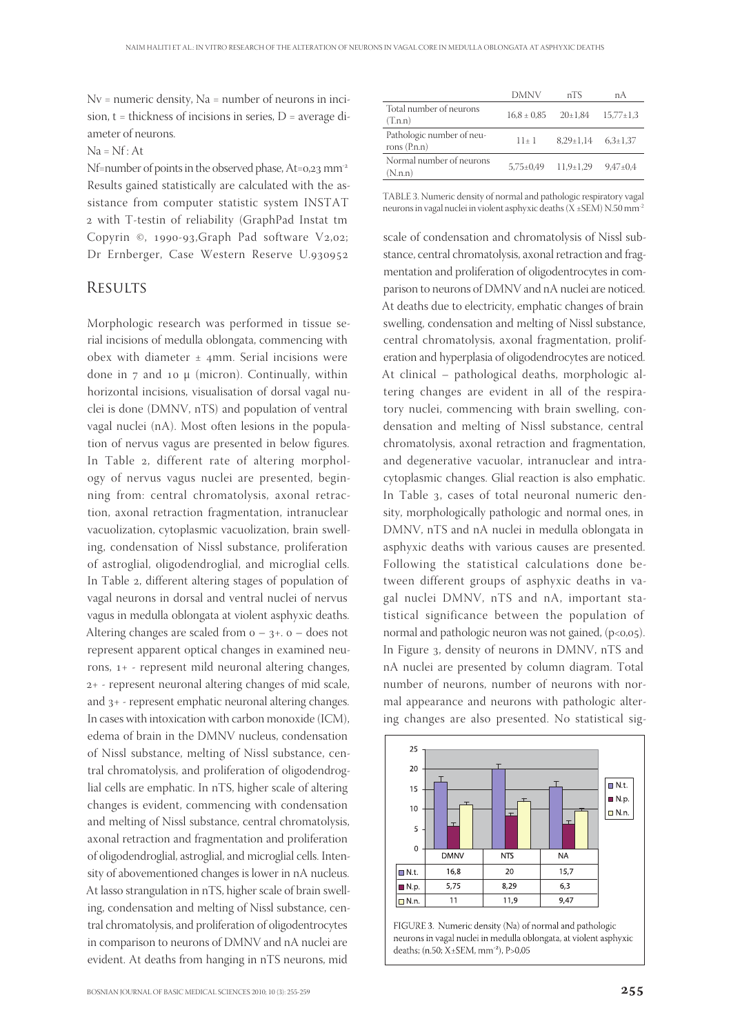Nv = numeric density, Na = number of neurons in incision, t = thickness of incisions in series, D = average diameter of neurons.

Na = Nf : At

Nf=number of points in the observed phase, At=0,23 mm$^{-2}$

Results gained statistically are calculated with the assistance from computer statistic system INSTAT 2 with T-testin of reliability (GraphPad Instat tm Copyrin ©, 1990-93,Graph Pad software V2,02; Dr Ernberger, Case Western Reserve U.930952

## Results

Morphologic research was performed in tissue serial incisions of medulla oblongata, commencing with obex with diameter ± 4mm. Serial incisions were done in 7 and 10 μ (micron). Continually, within horizontal incisions, visualisation of dorsal vagal nuclei is done (DMNV, nTS) and population of ventral vagal nuclei (nA). Most often lesions in the population of nervus vagus are presented in below figures. In Table 2, different rate of altering morphology of nervus vagus nuclei are presented, beginning from: central chromatolysis, axonal retraction, axonal retraction fragmentation, intranuclear vacuolization, cytoplasmic vacuolization, brain swelling, condensation of Nissl substance, proliferation of astroglial, oligodendroglial, and microglial cells. In Table 2, different altering stages of population of vagal neurons in dorsal and ventral nuclei of nervus vagus in medulla oblongata at violent asphyxic deaths. Altering changes are scaled from 0 – 3+. 0 – does not represent apparent optical changes in examined neurons, 1+ - represent mild neuronal altering changes, 2+ - represent neuronal altering changes of mid scale, and 3+ - represent emphatic neuronal altering changes. In cases with intoxication with carbon monoxide (ICM), edema of brain in the DMNV nucleus, condensation of Nissl substance, melting of Nissl substance, central chromatolysis, and proliferation of oligodendroglial cells are emphatic. In nTS, higher scale of altering changes is evident, commencing with condensation and melting of Nissl substance, central chromatolysis, axonal retraction and fragmentation and proliferation of oligodendroglial, astroglial, and microglial cells. Intensity of abovementioned changes is lower in nA nucleus. At lasso strangulation in nTS, higher scale of brain swelling, condensation and melting of Nissl substance, central chromatolysis, and proliferation of oligodentrocytes in comparison to neurons of DMNV and nA nuclei are evident. At deaths from hanging in nTS neurons, mid scale of condensation and chromatolysis of Nissl substance, central chromatolysis, axonal retraction and fragmentation and proliferation of oligodentrocytes in comparison to neurons of DMNV and nA nuclei are noticed. At deaths due to electricity, emphatic changes of brain swelling, condensation and melting of Nissl substance, central chromatolysis, axonal fragmentation, proliferation and hyperplasia of oligodendrocytes are noticed. At clinical – pathological deaths, morphologic altering changes are evident in all of the respiratory nuclei, commencing with brain swelling, condensation and melting of Nissl substance, central chromatolysis, axonal retraction and fragmentation, and degenerative vacuolar, intranuclear and intracytoplasmic changes. Glial reaction is also emphatic. In Table 3, cases of total neuronal numeric density, morphologically pathologic and normal ones, in DMNV, nTS and nA nuclei in medulla oblongata in asphyxic deaths with various causes are presented. Following the statistical calculations done between different groups of asphyxic deaths in vagal nuclei DMNV, nTS and nA, important statistical significance between the population of normal and pathologic neuron was not gained, ($p<0,05$). In Figure 3, density of neurons in DMNV, nTS and nA nuclei are presented by column diagram. Total number of neurons, number of neurons with normal appearance and neurons with pathologic altering changes are also presented. No statistical sig-

| | DMNV | nTS | nA |
|---|---|---|---|
| Total number of neurons (T.n.n) | 16,8 ± 0,85 | 20±1,84 | 15,77±1,3 |
| Pathologic number of neurons (P.n.n) | 11± 1 | 8,29±1,14 | 6,3±1,37 |
| Normal number of neurons (N.n.n) | 5,75±0,49 | 11,9±1,29 | 9,47±0,4 |

TABLE 3. Numeric density of normal and pathologic respiratory vagal neurons in vagal nuclei in violent asphyxic deaths ($\bar{X}$ ±SEM) N.50 mm$^{-2}$

| | DMNV | NTS | NA |
|---|---|---|---|
| N.t. | 16,8 | 20 | 15,7 |
| N.p. | 5,75 | 8,29 | 6,3 |
| N.n. | 11 | 11,9 | 9,47 |

FIGURE 3. Numeric density (Na) of normal and pathologic neurons in vagal nuclei in medulla oblongata, at violent asphyxic deaths; (n.50; X±SEM, mm$^{-2}$), P>0,05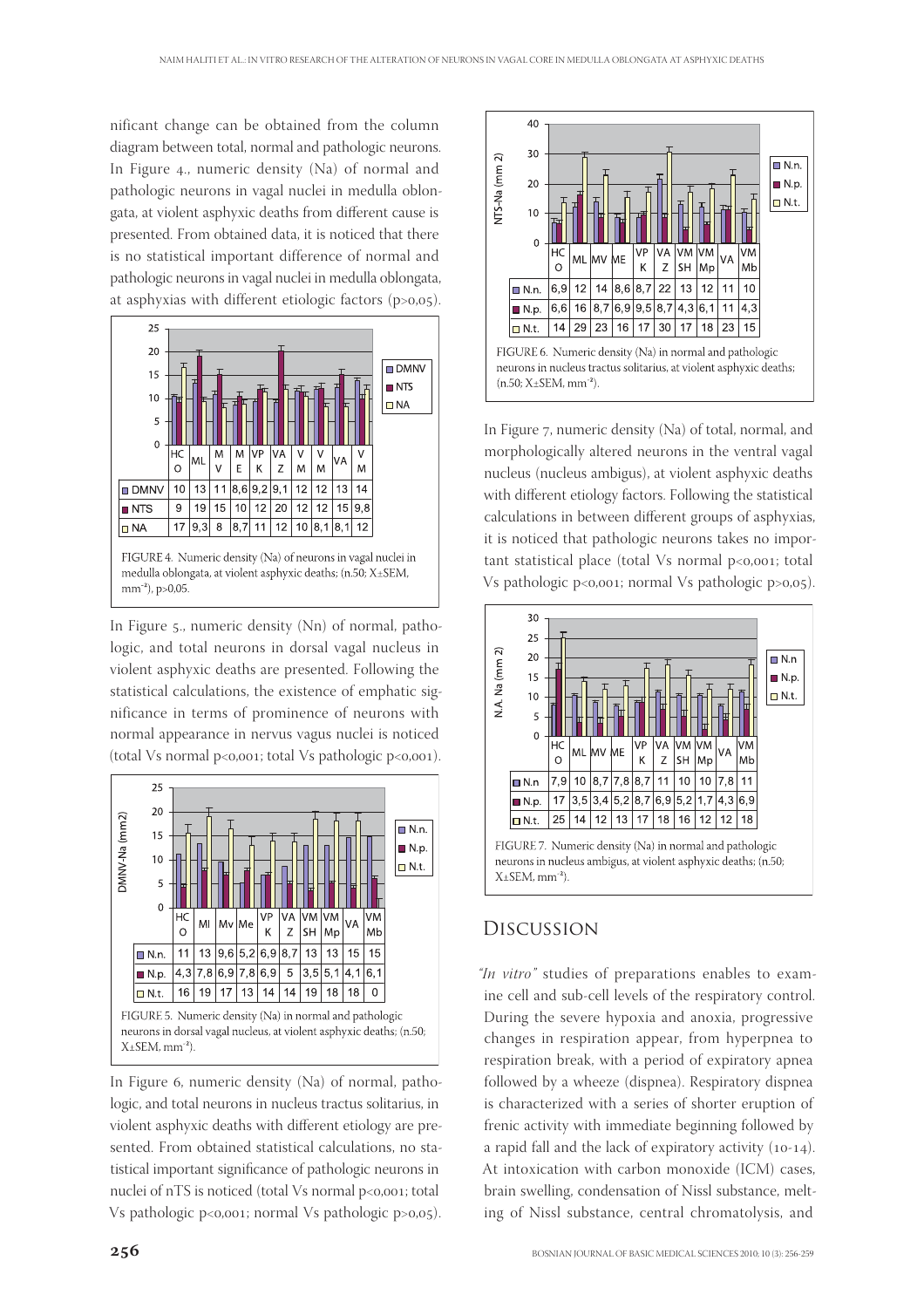nificant change can be obtained from the column diagram between total, normal and pathologic neurons. In Figure 4., numeric density (Na) of normal and pathologic neurons in vagal nuclei in medulla oblongata, at violent asphyxic deaths from different cause is presented. From obtained data, it is noticed that there is no statistical important difference of normal and pathologic neurons in vagal nuclei in medulla oblongata, at asphyxias with different etiologic factors ($p>0,05$).

| | HCO | ML | MV | ME | VPK | VAZ | VM | VM | VA | VM |
|---|---|---|---|---|---|---|---|---|---|---|
| DMNV | 10 | 13 | 11 | 8,6 | 9,2 | 9,1 | 12 | 12 | 13 | 14 |
| NTS | 9 | 19 | 15 | 10 | 12 | 20 | 12 | 12 | 15 | 9,8 |
| NA | 17 | 9,3 | 8 | 8,7 | 11 | 12 | 10 | 8,1 | 8,1 | 12 |

FIGURE 4. Numeric density (Na) of neurons in vagal nuclei in medulla oblongata, at violent asphyxic deaths; (n.50; X±SEM, mm$^{-2}$), $p>0,05$.

In Figure 5., numeric density (Nn) of normal, pathologic, and total neurons in dorsal vagal nucleus in violent asphyxic deaths are presented. Following the statistical calculations, the existence of emphatic significance in terms of prominence of neurons with normal appearance in nervus vagus nuclei is noticed (total Vs normal $p<0,001$; total Vs pathologic $p<0,001$).

| | HCO | Ml | Mv | Me | VPK | VAZ | VMSH | VMMp | VA | VMMb |
|---|---|---|---|---|---|---|---|---|---|---|
| N.n. | 11 | 13 | 9,6 | 5,2 | 6,9 | 8,7 | 13 | 13 | 15 | 15 |
| N.p. | 4,3 | 7,8 | 6,9 | 7,8 | 6,9 | 5 | 3,5 | 5,1 | 4,1 | 6,1 |
| N.t. | 16 | 19 | 17 | 13 | 14 | 14 | 19 | 18 | 18 | 0 |

FIGURE 5. Numeric density (Na) in normal and pathologic neurons in dorsal vagal nucleus, at violent asphyxic deaths; (n.50; X±SEM, mm$^{-2}$).

In Figure 6, numeric density (Na) of normal, pathologic, and total neurons in nucleus tractus solitarius, in violent asphyxic deaths with different etiology are presented. From obtained statistical calculations, no statistical important significance of pathologic neurons in nuclei of nTS is noticed (total Vs normal $p<0,001$; total Vs pathologic $p<0,001$; normal Vs pathologic $p>0,05$).

| | HCO | ML | MV | ME | VPK | VAZ | VMSH | VMMp | VA | VMMb |
|---|---|---|---|---|---|---|---|---|---|---|
| N.n. | 6,9 | 12 | 14 | 8,6 | 8,7 | 22 | 13 | 12 | 11 | 10 |
| N.p. | 6,6 | 16 | 8,7 | 6,9 | 9,5 | 8,7 | 4,3 | 6,1 | 11 | 4,3 |
| N.t. | 14 | 29 | 23 | 16 | 17 | 30 | 17 | 18 | 23 | 15 |

FIGURE 6. Numeric density (Na) in normal and pathologic neurons in nucleus tractus solitarius, at violent asphyxic deaths; (n.50; X±SEM, mm$^{-2}$).

In Figure 7, numeric density (Na) of total, normal, and morphologically altered neurons in the ventral vagal nucleus (nucleus ambigus), at violent asphyxic deaths with different etiology factors. Following the statistical calculations in between different groups of asphyxias, it is noticed that pathologic neurons takes no important statistical place (total Vs normal $p<0,001$; total Vs pathologic $p<0,001$; normal Vs pathologic $p>0,05$).

| | HCO | ML | MV | ME | VPK | VAZ | VMSH | VMMp | VA | VMMb |
|---|---|---|---|---|---|---|---|---|---|---|
| N.n | 7,9 | 10 | 8,7 | 7,8 | 8,7 | 11 | 10 | 10 | 7,8 | 11 |
| N.p. | 17 | 3,5 | 3,4 | 5,2 | 8,7 | 6,9 | 5,2 | 1,7 | 4,3 | 6,9 |
| N.t. | 25 | 14 | 12 | 13 | 17 | 18 | 16 | 12 | 12 | 18 |

FIGURE 7. Numeric density (Na) in normal and pathologic neurons in nucleus ambigus, at violent asphyxic deaths; (n.50; X±SEM, mm$^{-2}$).

## Discussion

*"In vitro"* studies of preparations enables to examine cell and sub-cell levels of the respiratory control. During the severe hypoxia and anoxia, progressive changes in respiration appear, from hyperpnea to respiration break, with a period of expiratory apnea followed by a wheeze (dispnea). Respiratory dispnea is characterized with a series of shorter eruption of frenic activity with immediate beginning followed by a rapid fall and the lack of expiratory activity (10-14). At intoxication with carbon monoxide (ICM) cases, brain swelling, condensation of Nissl substance, melting of Nissl substance, central chromatolysis, and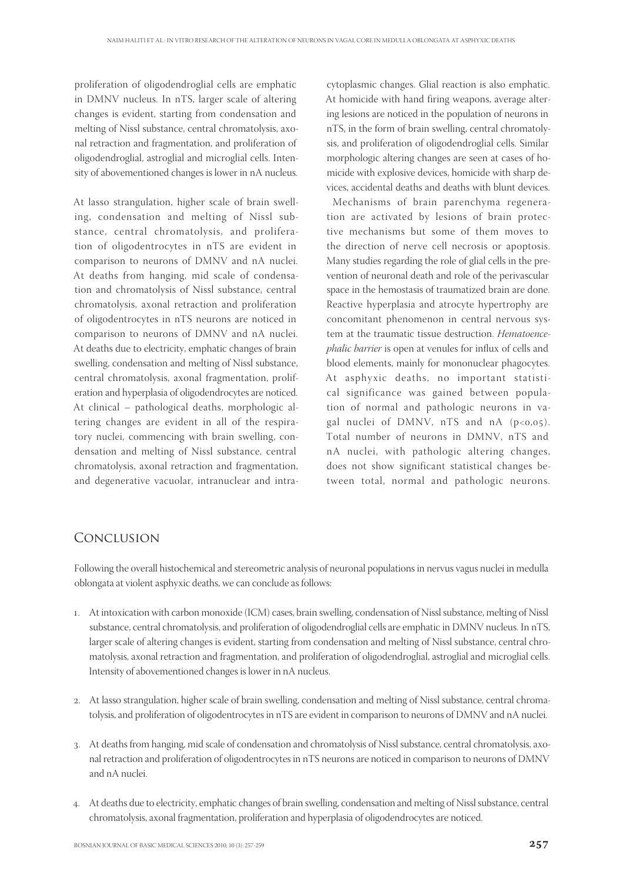proliferation of oligodendroglial cells are emphatic in DMNV nucleus. In nTS, larger scale of altering changes is evident, starting from condensation and melting of Nissl substance, central chromatolysis, axonal retraction and fragmentation, and proliferation of oligodendroglial, astroglial and microglial cells. Intensity of abovementioned changes is lower in nA nucleus.

At lasso strangulation, higher scale of brain swelling, condensation and melting of Nissl substance, central chromatolysis, and proliferation of oligodentrocytes in nTS are evident in comparison to neurons of DMNV and nA nuclei. At deaths from hanging, mid scale of condensation and chromatolysis of Nissl substance, central chromatolysis, axonal retraction and proliferation of oligodentrocytes in nTS neurons are noticed in comparison to neurons of DMNV and nA nuclei. At deaths due to electricity, emphatic changes of brain swelling, condensation and melting of Nissl substance, central chromatolysis, axonal fragmentation, proliferation and hyperplasia of oligodendrocytes are noticed. At clinical – pathological deaths, morphologic altering changes are evident in all of the respiratory nuclei, commencing with brain swelling, condensation and melting of Nissl substance, central chromatolysis, axonal retraction and fragmentation, and degenerative vacuolar, intranuclear and intracytoplasmic changes. Glial reaction is also emphatic. At homicide with hand firing weapons, average altering lesions are noticed in the population of neurons in nTS, in the form of brain swelling, central chromatolysis, and proliferation of oligodendroglial cells. Similar morphologic altering changes are seen at cases of homicide with explosive devices, homicide with sharp devices, accidental deaths and deaths with blunt devices.

Mechanisms of brain parenchyma regeneration are activated by lesions of brain protective mechanisms but some of them moves to the direction of nerve cell necrosis or apoptosis. Many studies regarding the role of glial cells in the prevention of neuronal death and role of the perivascular space in the hemostasis of traumatized brain are done. Reactive hyperplasia and atrocyte hypertrophy are concomitant phenomenon in central nervous system at the traumatic tissue destruction. *Hematoencephalic barrier* is open at venules for influx of cells and blood elements, mainly for mononuclear phagocytes. At asphyxic deaths, no important statistical significance was gained between population of normal and pathologic neurons in vagal nuclei of DMNV, nTS and nA ($p<0,05$). Total number of neurons in DMNV, nTS and nA nuclei, with pathologic altering changes, does not show significant statistical changes between total, normal and pathologic neurons.

## Conclusion

Following the overall histochemical and stereometric analysis of neuronal populations in nervus vagus nuclei in medulla oblongata at violent asphyxic deaths, we can conclude as follows:

1. At intoxication with carbon monoxide (ICM) cases, brain swelling, condensation of Nissl substance, melting of Nissl substance, central chromatolysis, and proliferation of oligodendroglial cells are emphatic in DMNV nucleus. In nTS, larger scale of altering changes is evident, starting from condensation and melting of Nissl substance, central chromatolysis, axonal retraction and fragmentation, and proliferation of oligodendroglial, astroglial and microglial cells. Intensity of abovementioned changes is lower in nA nucleus.

2. At lasso strangulation, higher scale of brain swelling, condensation and melting of Nissl substance, central chromatolysis, and proliferation of oligodentrocytes in nTS are evident in comparison to neurons of DMNV and nA nuclei.

3. At deaths from hanging, mid scale of condensation and chromatolysis of Nissl substance, central chromatolysis, axonal retraction and proliferation of oligodentrocytes in nTS neurons are noticed in comparison to neurons of DMNV and nA nuclei.

4. At deaths due to electricity, emphatic changes of brain swelling, condensation and melting of Nissl substance, central chromatolysis, axonal fragmentation, proliferation and hyperplasia of oligodendrocytes are noticed.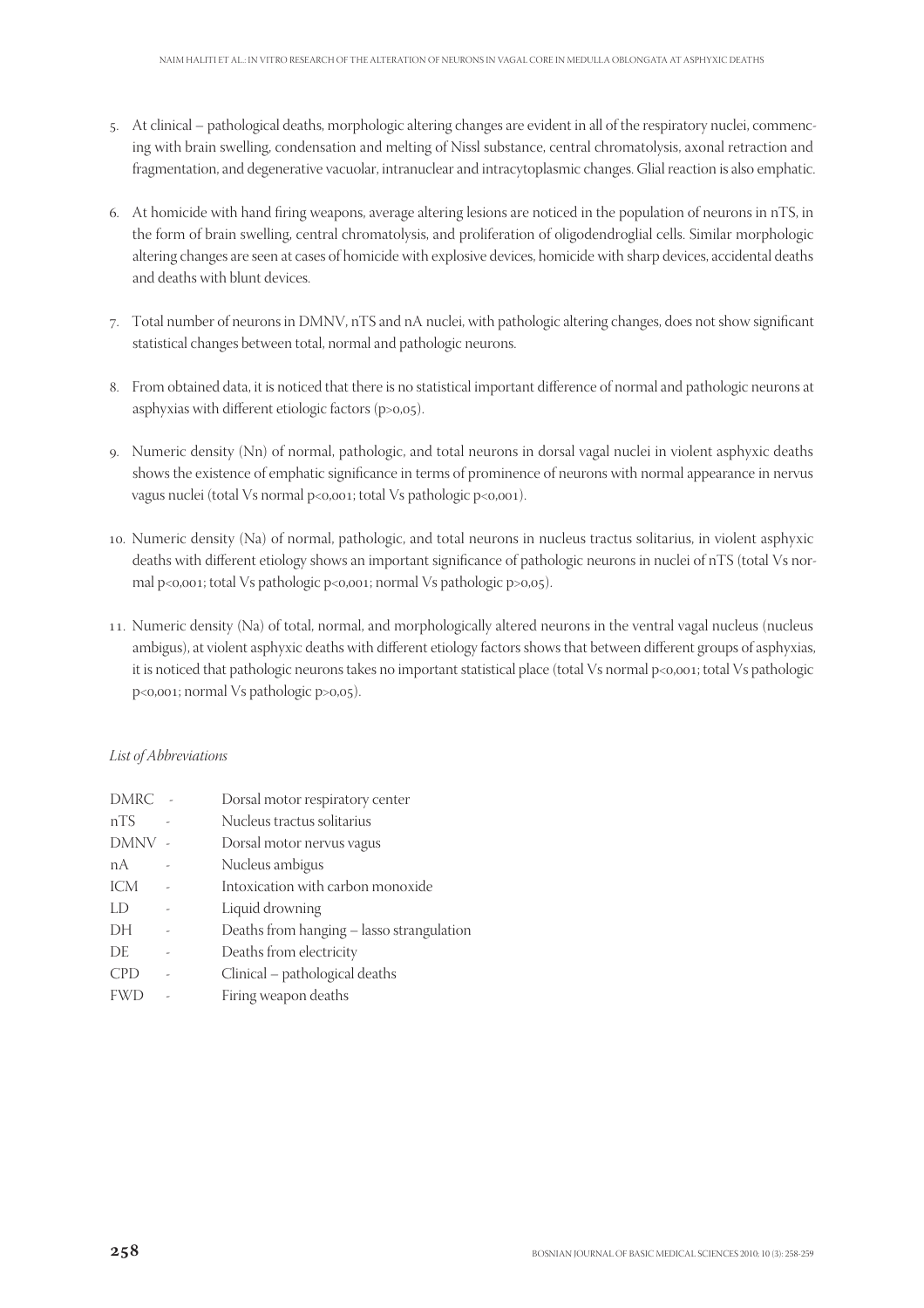5. At clinical – pathological deaths, morphologic altering changes are evident in all of the respiratory nuclei, commencing with brain swelling, condensation and melting of Nissl substance, central chromatolysis, axonal retraction and fragmentation, and degenerative vacuolar, intranuclear and intracytoplasmic changes. Glial reaction is also emphatic.

6. At homicide with hand firing weapons, average altering lesions are noticed in the population of neurons in nTS, in the form of brain swelling, central chromatolysis, and proliferation of oligodendroglial cells. Similar morphologic altering changes are seen at cases of homicide with explosive devices, homicide with sharp devices, accidental deaths and deaths with blunt devices.

7. Total number of neurons in DMNV, nTS and nA nuclei, with pathologic altering changes, does not show significant statistical changes between total, normal and pathologic neurons.

8. From obtained data, it is noticed that there is no statistical important difference of normal and pathologic neurons at asphyxias with different etiologic factors ($p>0,05$).

9. Numeric density (Nn) of normal, pathologic, and total neurons in dorsal vagal nuclei in violent asphyxic deaths shows the existence of emphatic significance in terms of prominence of neurons with normal appearance in nervus vagus nuclei (total Vs normal $p<0,001$; total Vs pathologic $p<0,001$).

10. Numeric density (Na) of normal, pathologic, and total neurons in nucleus tractus solitarius, in violent asphyxic deaths with different etiology shows an important significance of pathologic neurons in nuclei of nTS (total Vs normal $p<0,001$; total Vs pathologic $p<0,001$; normal Vs pathologic $p>0,05$).

11. Numeric density (Na) of total, normal, and morphologically altered neurons in the ventral vagal nucleus (nucleus ambigus), at violent asphyxic deaths with different etiology factors shows that between different groups of asphyxias, it is noticed that pathologic neurons takes no important statistical place (total Vs normal $p<0,001$; total Vs pathologic $p<0,001$; normal Vs pathologic $p>0,05$).

*List of Abbreviations*

| | | |
|---|---|---|
| DMRC | - | Dorsal motor respiratory center |
| nTS | - | Nucleus tractus solitarius |
| DMNV | - | Dorsal motor nervus vagus |
| nA | - | Nucleus ambigus |
| ICM | - | Intoxication with carbon monoxide |
| LD | - | Liquid drowning |
| DH | - | Deaths from hanging – lasso strangulation |
| DE | - | Deaths from electricity |
| CPD | - | Clinical – pathological deaths |
| FWD | - | Firing weapon deaths |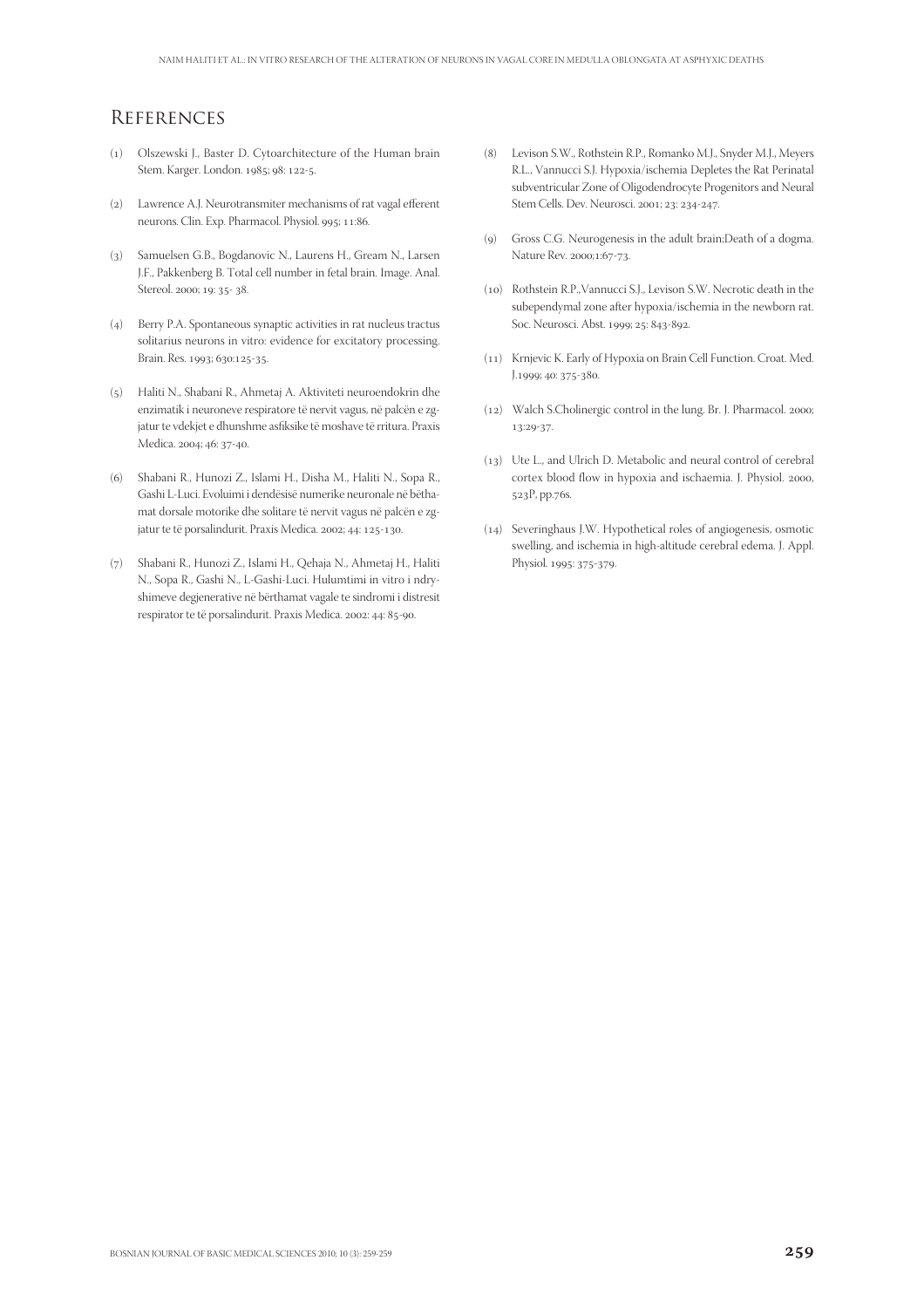## References

(1) Olszewski J., Baster D. Cytoarchitecture of the Human brain Stem. Karger. London. 1985; 98: 122-5.

(2) Lawrence A.J. Neurotransmiter mechanisms of rat vagal efferent neurons. Clin. Exp. Pharmacol. Physiol. 995; 11:86.

(3) Samuelsen G.B., Bogdanovic N., Laurens H., Gream N., Larsen J.F., Pakkenberg B. Total cell number in fetal brain. Image. Anal. Stereol. 2000; 19: 35- 38.

(4) Berry P.A. Spontaneous synaptic activities in rat nucleus tractus solitarius neurons in vitro: evidence for excitatory processing. Brain. Res. 1993; 630:125-35.

(5) Haliti N., Shabani R., Ahmetaj A. Aktiviteti neuroendokrin dhe enzimatik i neuroneve respiratore të nervit vagus, në palcën e zgjatur te vdekjet e dhunshme asfiksike të moshave të rritura. Praxis Medica. 2004; 46: 37-40.

(6) Shabani R., Hunozi Z., Islami H., Disha M., Haliti N., Sopa R., Gashi L-Luci. Evoluimi i dendësisë numerike neuronale në bërthamat dorsale motorike dhe solitare të nervit vagus në palcën e zgjatur te të porsalindurit. Praxis Medica. 2002; 44: 125-130.

(7) Shabani R., Hunozi Z., Islami H., Qehaja N., Ahmetaj H., Haliti N., Sopa R., Gashi N., L-Gashi-Luci. Hulumtimi in vitro i ndryshimeve degjenerative në bërthamat vagale te sindromi i distresit respirator te të porsalindurit. Praxis Medica. 2002: 44: 85-90.

(8) Levison S.W., Rothstein R.P., Romanko M.J., Snyder M.J., Meyers R.L., Vannucci S.J. Hypoxia/ischemia Depletes the Rat Perinatal subventricular Zone of Oligodendrocyte Progenitors and Neural Stem Cells. Dev. Neurosci. 2001; 23: 234-247.

(9) Gross C.G. Neurogenesis in the adult brain;Death of a dogma. Nature Rev. 2000;1:67-73.

(10) Rothstein R.P.,Vannucci S.J., Levison S.W. Necrotic death in the subependymal zone after hypoxia/ischemia in the newborn rat. Soc. Neurosci. Abst. 1999; 25: 843-892.

(11) Krnjevic K. Early of Hypoxia on Brain Cell Function. Croat. Med. J.1999; 40: 375-380.

(12) Walch S.Cholinergic control in the lung. Br. J. Pharmacol. 2000; 13:29-37.

(13) Ute L., and Ulrich D. Metabolic and neural control of cerebral cortex blood flow in hypoxia and ischaemia. J. Physiol. 2000, 523P, pp.76s.

(14) Severinghaus J.W. Hypothetical roles of angiogenesis, osmotic swelling, and ischemia in high-altitude cerebral edema. J. Appl. Physiol. 1995: 375-379.